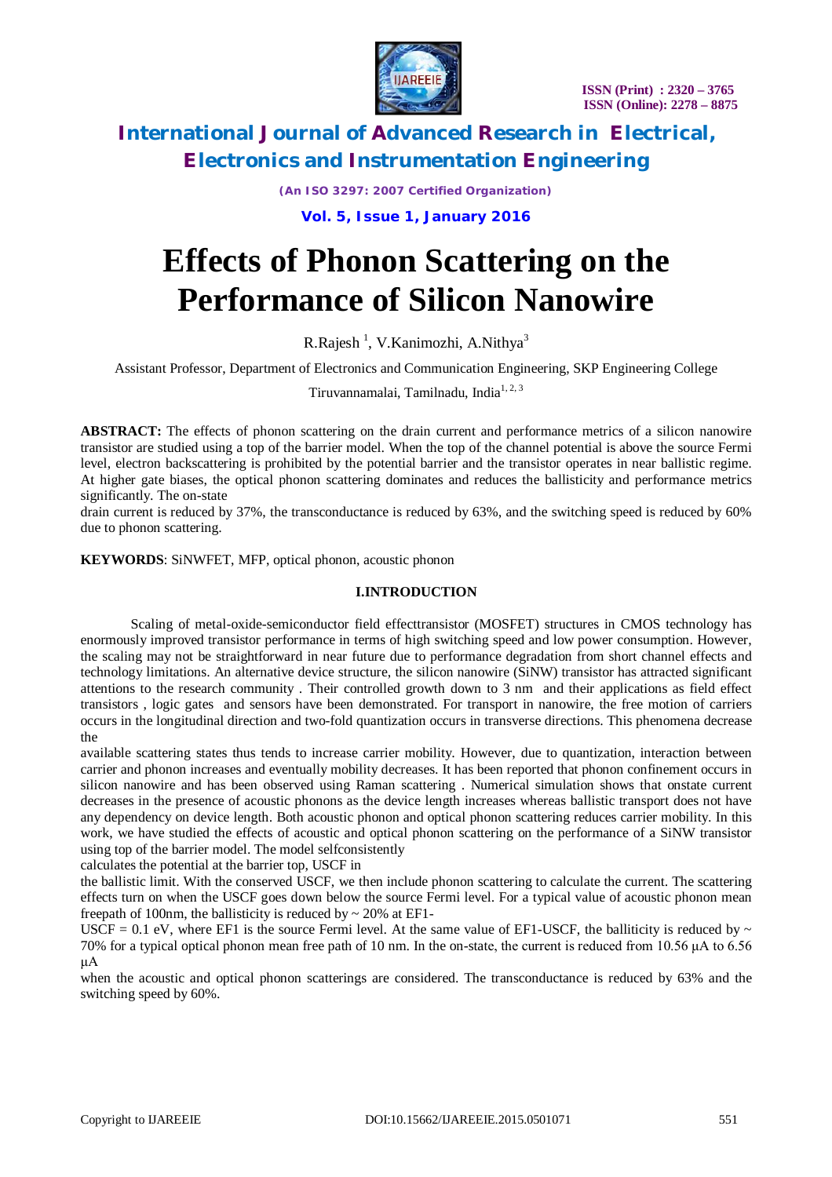# International Journal of Advanced Research in Electrical, Electronics and Instrumentation Engineering

*(An ISO 3297: 2007 Certified Organization)*

**Vol. 5, Issue 1, January 2016**

# Effects of Phonon Scattering on the Performance of Silicon Nanowire

R.Rajesh [1], V.Kanimozhi, A.Nithya[3]

Assistant Professor, Department of Electronics and Communication Engineering, SKP Engineering College

Tiruvannamalai, Tamilnadu, India[1, 2, 3]

**ABSTRACT:** The effects of phonon scattering on the drain current and performance metrics of a silicon nanowire transistor are studied using a top of the barrier model. When the top of the channel potential is above the source Fermi level, electron backscattering is prohibited by the potential barrier and the transistor operates in near ballistic regime. At higher gate biases, the optical phonon scattering dominates and reduces the ballisticity and performance metrics significantly. The on-state drain current is reduced by 37%, the transconductance is reduced by 63%, and the switching speed is reduced by 60% due to phonon scattering.

**KEYWORDS**: SiNWFET, MFP, optical phonon, acoustic phonon

## I.INTRODUCTION

Scaling of metal-oxide-semiconductor field effecttransistor (MOSFET) structures in CMOS technology has enormously improved transistor performance in terms of high switching speed and low power consumption. However, the scaling may not be straightforward in near future due to performance degradation from short channel effects and technology limitations. An alternative device structure, the silicon nanowire (SiNW) transistor has attracted significant attentions to the research community . Their controlled growth down to 3 nm and their applications as field effect transistors , logic gates and sensors have been demonstrated. For transport in nanowire, the free motion of carriers occurs in the longitudinal direction and two-fold quantization occurs in transverse directions. This phenomena decrease the available scattering states thus tends to increase carrier mobility. However, due to quantization, interaction between carrier and phonon increases and eventually mobility decreases. It has been reported that phonon confinement occurs in silicon nanowire and has been observed using Raman scattering . Numerical simulation shows that onstate current decreases in the presence of acoustic phonons as the device length increases whereas ballistic transport does not have any dependency on device length. Both acoustic phonon and optical phonon scattering reduces carrier mobility. In this work, we have studied the effects of acoustic and optical phonon scattering on the performance of a SiNW transistor using top of the barrier model. The model selfconsistently calculates the potential at the barrier top, USCF in the ballistic limit. With the conserved USCF, we then include phonon scattering to calculate the current. The scattering effects turn on when the USCF goes down below the source Fermi level. For a typical value of acoustic phonon mean freepath of 100nm, the ballisticity is reduced by ~ 20% at EF1-USCF = 0.1 eV, where EF1 is the source Fermi level. At the same value of EF1-USCF, the ballicity is reduced by ~ 70% for a typical optical phonon mean free path of 10 nm. In the on-state, the current is reduced from 10.56 μA to 6.56 μA when the acoustic and optical phonon scatterings are considered. The transconductance is reduced by 63% and the switching speed by 60%.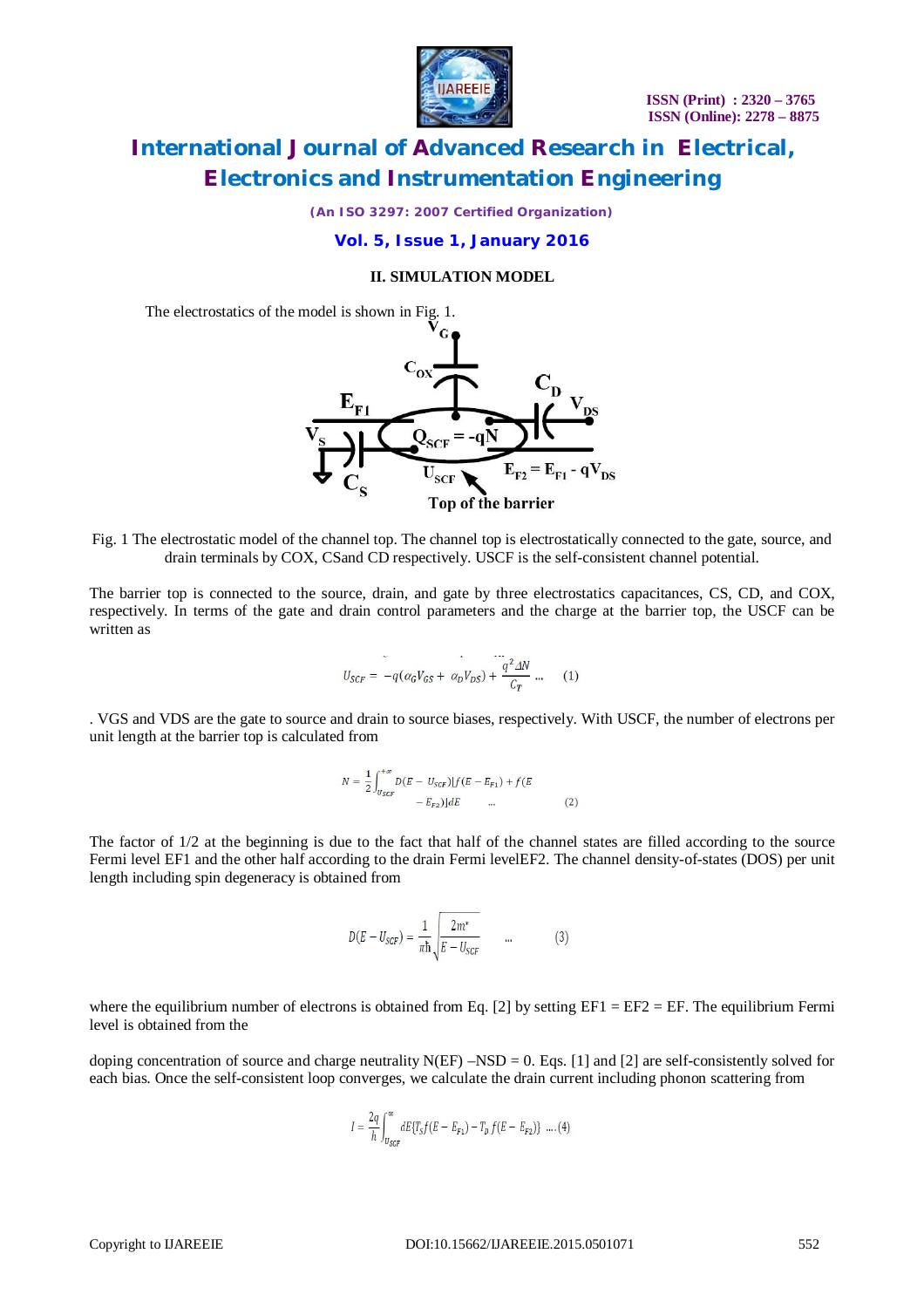## II. SIMULATION MODEL

The electrostatics of the model is shown in Fig. 1.

Fig. 1 The electrostatic model of the channel top. The channel top is electrostatically connected to the gate, source, and drain terminals by COX, CSand CD respectively. USCF is the self-consistent channel potential.

The barrier top is connected to the source, drain, and gate by three electrostatics capacitances, CS, CD, and COX, respectively. In terms of the gate and drain control parameters and the charge at the barrier top, the USCF can be written as

$$U_{SCF} = -q(\alpha_G V_{GS} + \alpha_D V_{DS}) + \frac{q^2 \Delta N}{C_T} \quad \ldots \quad (1)$$

. VGS and VDS are the gate to source and drain to source biases, respectively. With USCF, the number of electrons per unit length at the barrier top is calculated from

$$N = \frac{1}{2}\int_{U_{SCF}}^{+\infty} D(E - U_{SCF})[f(E - E_{F1}) + f(E - E_{F2})]dE \quad \ldots \quad (2)$$

The factor of 1/2 at the beginning is due to the fact that half of the channel states are filled according to the source Fermi level EF1 and the other half according to the drain Fermi levelEF2. The channel density-of-states (DOS) per unit length including spin degeneracy is obtained from

$$D(E - U_{SCF}) = \frac{1}{\pi\hbar}\sqrt{\frac{2m^*}{E - U_{SCF}}} \quad \ldots \quad (3)$$

where the equilibrium number of electrons is obtained from Eq. [2] by setting EF1 = EF2 = EF. The equilibrium Fermi level is obtained from the

doping concentration of source and charge neutrality N(EF) –NSD = 0. Eqs. [1] and [2] are self-consistently solved for each bias. Once the self-consistent loop converges, we calculate the drain current including phonon scattering from

$$I = \frac{2q}{h}\int_{U_{SCF}}^{\infty} dE\{T_S f(E - E_{F1}) - T_D f(E - E_{F2})\} \quad \ldots (4)$$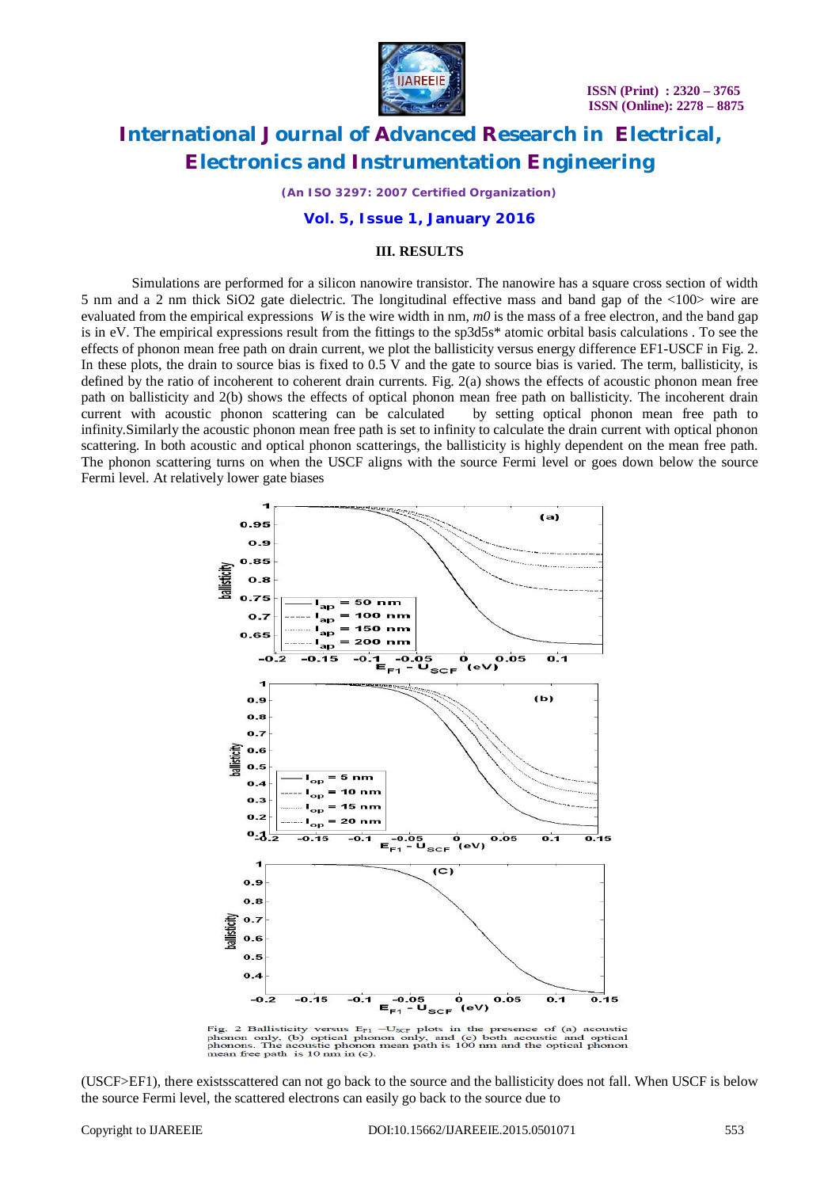### III. RESULTS

Simulations are performed for a silicon nanowire transistor. The nanowire has a square cross section of width 5 nm and a 2 nm thick SiO2 gate dielectric. The longitudinal effective mass and band gap of the <100> wire are evaluated from the empirical expressions *W* is the wire width in nm, *m0* is the mass of a free electron, and the band gap is in eV. The empirical expressions result from the fittings to the sp3d5s* atomic orbital basis calculations . To see the effects of phonon mean free path on drain current, we plot the ballisticity versus energy difference EF1-USCF in Fig. 2. In these plots, the drain to source bias is fixed to 0.5 V and the gate to source bias is varied. The term, ballisticity, is defined by the ratio of incoherent to coherent drain currents. Fig. 2(a) shows the effects of acoustic phonon mean free path on ballisticity and 2(b) shows the effects of optical phonon mean free path on ballisticity. The incoherent drain current with acoustic phonon scattering can be calculated by setting optical phonon mean free path to infinity.Similarly the acoustic phonon mean free path is set to infinity to calculate the drain current with optical phonon scattering. In both acoustic and optical phonon scatterings, the ballisticity is highly dependent on the mean free path. The phonon scattering turns on when the USCF aligns with the source Fermi level or goes down below the source Fermi level. At relatively lower gate biases

Fig. 2 Ballisticity versus $E_{F1} - U_{SCF}$ plots in the presence of (a) acoustic phonon only, (b) optical phonon only, and (c) both acoustic and optical phonons. The acoustic phonon mean path is 100 nm and the optical phonon mean free path is 10 nm in (c).

(USCF>EF1), there existsscattered can not go back to the source and the ballisticity does not fall. When USCF is below the source Fermi level, the scattered electrons can easily go back to the source due to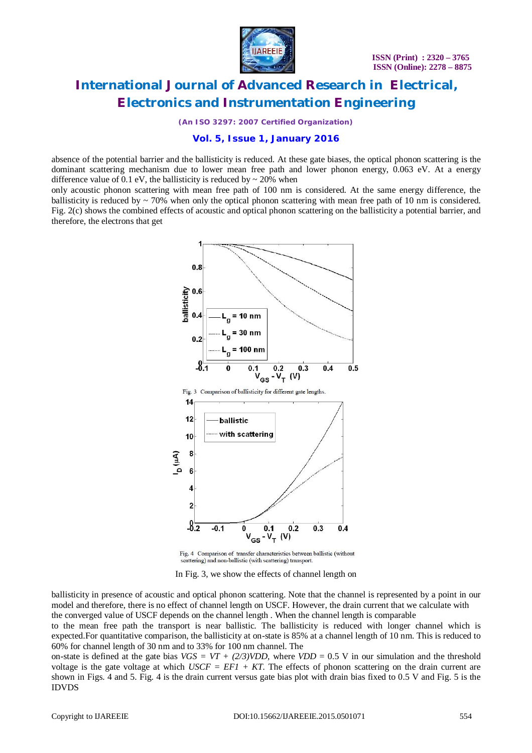absence of the potential barrier and the ballisticity is reduced. At these gate biases, the optical phonon scattering is the dominant scattering mechanism due to lower mean free path and lower phonon energy, 0.063 eV. At a energy difference value of 0.1 eV, the ballisticity is reduced by ~ 20% when
only acoustic phonon scattering with mean free path of 100 nm is considered. At the same energy difference, the ballisticity is reduced by ~ 70% when only the optical phonon scattering with mean free path of 10 nm is considered. Fig. 2(c) shows the combined effects of acoustic and optical phonon scattering on the ballisticity a potential barrier, and therefore, the electrons that get

Fig. 3 Comparison of ballisticity for different gate lengths.

Fig. 4 Comparison of transfer characteristics between ballistic (without scattering) and non-ballistic (with scattering) transport.

In Fig. 3, we show the effects of channel length on

ballisticity in presence of acoustic and optical phonon scattering. Note that the channel is represented by a point in our model and therefore, there is no effect of channel length on USCF. However, the drain current that we calculate with the converged value of USCF depends on the channel length . When the channel length is comparable
to the mean free path the transport is near ballistic. The ballisticity is reduced with longer channel which is expected.For quantitative comparison, the ballisticity at on-state is 85% at a channel length of 10 nm. This is reduced to 60% for channel length of 30 nm and to 33% for 100 nm channel. The
on-state is defined at the gate bias $VGS = VT + (2/3)VDD$, where $VDD = 0.5$ V in our simulation and the threshold voltage is the gate voltage at which $USCF = EF1 + KT$. The effects of phonon scattering on the drain current are shown in Figs. 4 and 5. Fig. 4 is the drain current versus gate bias plot with drain bias fixed to 0.5 V and Fig. 5 is the IDVDS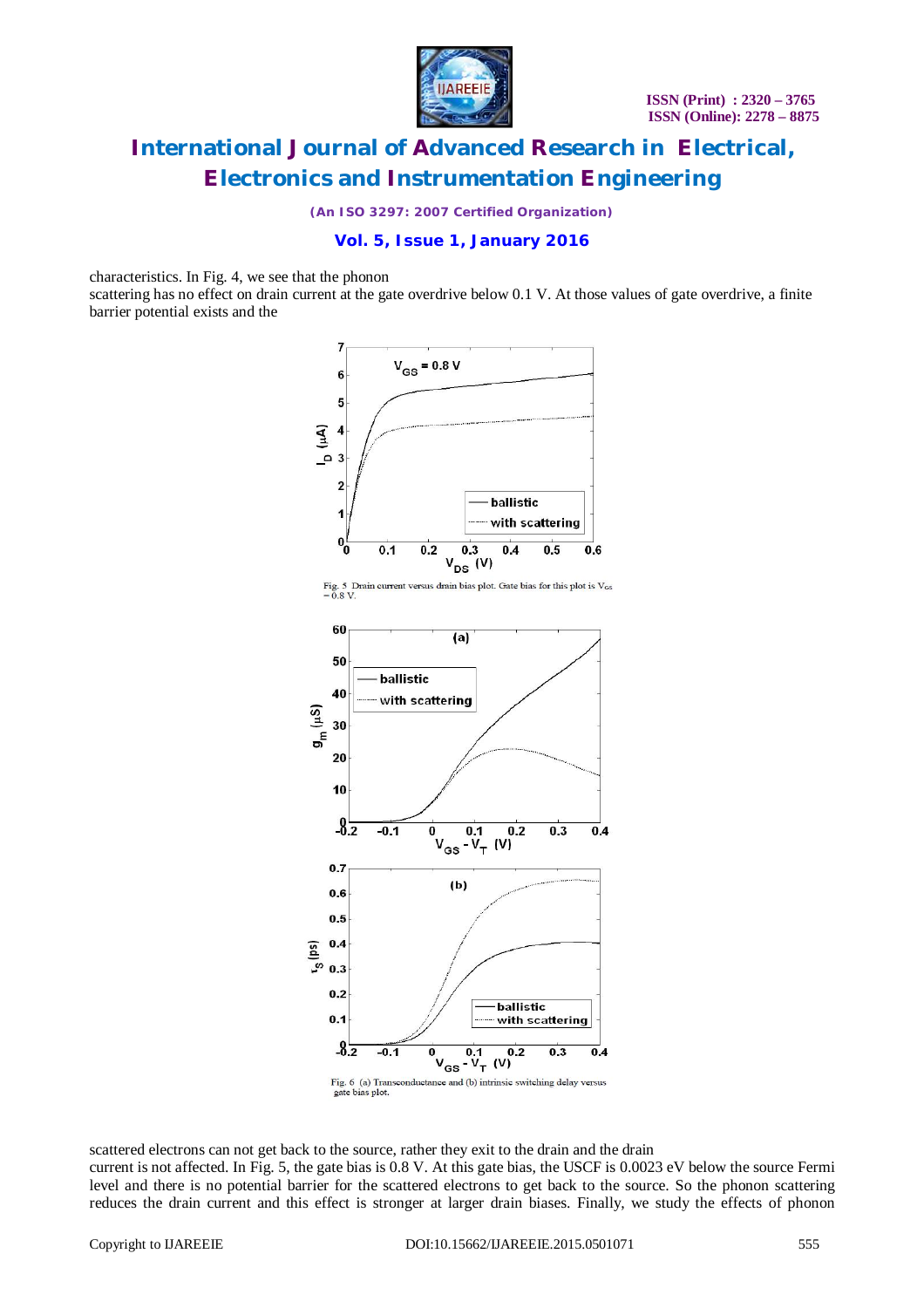characteristics. In Fig. 4, we see that the phonon scattering has no effect on drain current at the gate overdrive below 0.1 V. At those values of gate overdrive, a finite barrier potential exists and the

Fig. 5 Drain current versus drain bias plot. Gate bias for this plot is $V_{GS}$ = 0.8 V.

Fig. 6 (a) Transconductance and (b) intrinsic switching delay versus gate bias plot.

scattered electrons can not get back to the source, rather they exit to the drain and the drain current is not affected. In Fig. 5, the gate bias is 0.8 V. At this gate bias, the USCF is 0.0023 eV below the source Fermi level and there is no potential barrier for the scattered electrons to get back to the source. So the phonon scattering reduces the drain current and this effect is stronger at larger drain biases. Finally, we study the effects of phonon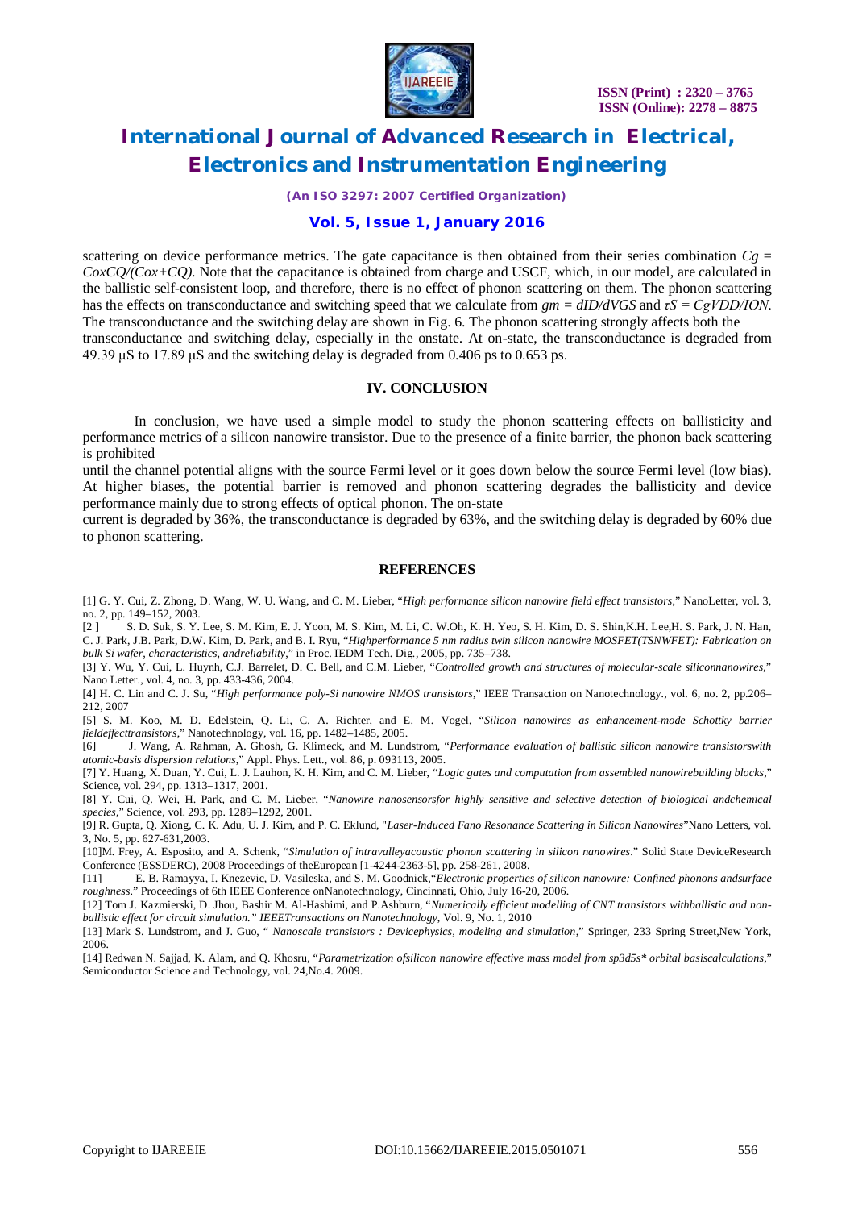scattering on device performance metrics. The gate capacitance is then obtained from their series combination $Cg = CoxCQ/(Cox+CQ)$. Note that the capacitance is obtained from charge and USCF, which, in our model, are calculated in the ballistic self-consistent loop, and therefore, there is no effect of phonon scattering on them. The phonon scattering has the effects on transconductance and switching speed that we calculate from $gm = dID/dVGS$ and $\tau S = CgVDD/ION$. The transconductance and the switching delay are shown in Fig. 6. The phonon scattering strongly affects both the transconductance and switching delay, especially in the onstate. At on-state, the transconductance is degraded from 49.39 μS to 17.89 μS and the switching delay is degraded from 0.406 ps to 0.653 ps.

## IV. CONCLUSION

In conclusion, we have used a simple model to study the phonon scattering effects on ballisticity and performance metrics of a silicon nanowire transistor. Due to the presence of a finite barrier, the phonon back scattering is prohibited until the channel potential aligns with the source Fermi level or it goes down below the source Fermi level (low bias). At higher biases, the potential barrier is removed and phonon scattering degrades the ballisticity and device performance mainly due to strong effects of optical phonon. The on-state current is degraded by 36%, the transconductance is degraded by 63%, and the switching delay is degraded by 60% due to phonon scattering.

## REFERENCES

[1] G. Y. Cui, Z. Zhong, D. Wang, W. U. Wang, and C. M. Lieber, "*High performance silicon nanowire field effect transistors*," NanoLetter, vol. 3, no. 2, pp. 149–152, 2003.

[2 ] S. D. Suk, S. Y. Lee, S. M. Kim, E. J. Yoon, M. S. Kim, M. Li, C. W.Oh, K. H. Yeo, S. H. Kim, D. S. Shin,K.H. Lee,H. S. Park, J. N. Han, C. J. Park, J.B. Park, D.W. Kim, D. Park, and B. I. Ryu, "*Highperformance 5 nm radius twin silicon nanowire MOSFET(TSNWFET): Fabrication on bulk Si wafer, characteristics, andreliability*," in Proc. IEDM Tech. Dig., 2005, pp. 735–738.

[3] Y. Wu, Y. Cui, L. Huynh, C.J. Barrelet, D. C. Bell, and C.M. Lieber, "*Controlled growth and structures of molecular-scale siliconnanowires*," Nano Letter., vol. 4, no. 3, pp. 433-436, 2004.

[4] H. C. Lin and C. J. Su, "*High performance poly-Si nanowire NMOS transistors*," IEEE Transaction on Nanotechnology., vol. 6, no. 2, pp.206–212, 2007

[5] S. M. Koo, M. D. Edelstein, Q. Li, C. A. Richter, and E. M. Vogel, "*Silicon nanowires as enhancement-mode Schottky barrier fieldeffecttransistors*," Nanotechnology, vol. 16, pp. 1482–1485, 2005.

[6] J. Wang, A. Rahman, A. Ghosh, G. Klimeck, and M. Lundstrom, "*Performance evaluation of ballistic silicon nanowire transistorswith atomic-basis dispersion relations*," Appl. Phys. Lett., vol. 86, p. 093113, 2005.

[7] Y. Huang, X. Duan, Y. Cui, L. J. Lauhon, K. H. Kim, and C. M. Lieber, "*Logic gates and computation from assembled nanowirebuilding blocks*," Science, vol. 294, pp. 1313–1317, 2001.

[8] Y. Cui, Q. Wei, H. Park, and C. M. Lieber, "*Nanowire nanosensorsfor highly sensitive and selective detection of biological andchemical species*," Science, vol. 293, pp. 1289–1292, 2001.

[9] R. Gupta, Q. Xiong, C. K. Adu, U. J. Kim, and P. C. Eklund, "*Laser-Induced Fano Resonance Scattering in Silicon Nanowires*"Nano Letters, vol. 3, No. 5, pp. 627-631,2003.

[10]M. Frey, A. Esposito, and A. Schenk, "*Simulation of intravalleyacoustic phonon scattering in silicon nanowires*." Solid State DeviceResearch Conference (ESSDERC), 2008 Proceedings of theEuropean [1-4244-2363-5], pp. 258-261, 2008.

[11] E. B. Ramayya, I. Knezevic, D. Vasileska, and S. M. Goodnick,"*Electronic properties of silicon nanowire: Confined phonons andsurface roughness*." Proceedings of 6th IEEE Conference onNanotechnology, Cincinnati, Ohio, July 16-20, 2006.

[12] Tom J. Kazmierski, D. Jhou, Bashir M. Al-Hashimi, and P.Ashburn, "*Numerically efficient modelling of CNT transistors withballistic and non-ballistic effect for circuit simulation." IEEETransactions on Nanotechnology*, Vol. 9, No. 1, 2010

[13] Mark S. Lundstrom, and J. Guo, " *Nanoscale transistors : Devicephysics, modeling and simulation*," Springer, 233 Spring Street,New York, 2006.

[14] Redwan N. Sajjad, K. Alam, and Q. Khosru, "*Parametrization ofsilicon nanowire effective mass model from sp3d5s\* orbital basiscalculations*," Semiconductor Science and Technology, vol. 24,No.4. 2009.